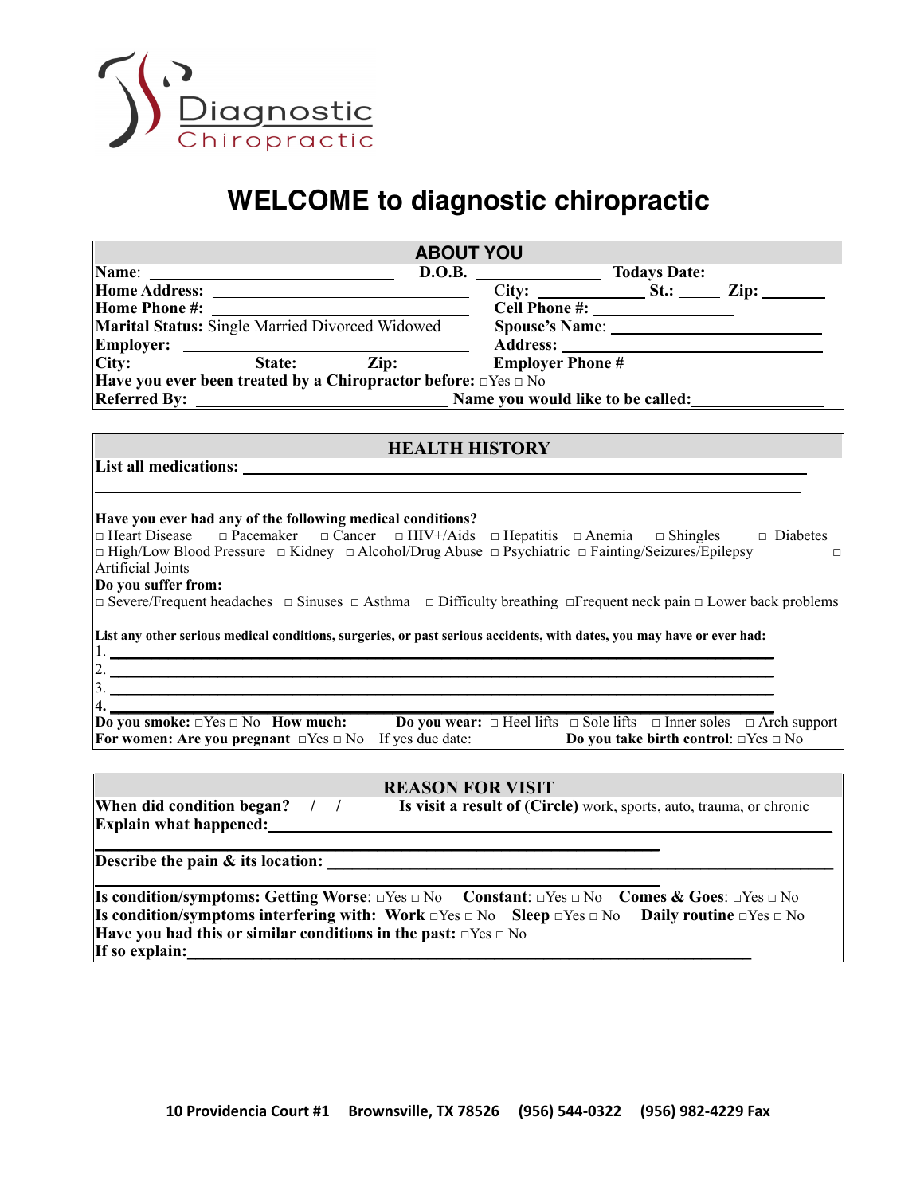Diagnostic Chiropractic

# WELCOME to diagnostic chiropractic

## ABOUT YOU

**Name**: ______________________ **D.O.B.** ____________ **Todays Date:**

**Home Address:** ______________________ City: __________ **St.:** _____ **Zip:** _______

**Home Phone #:** ______________________ **Cell Phone #:** ______________

**Marital Status:** Single Married Divorced Widowed **Spouse's Name**: ______________________

**Employer:** ______________________ **Address:** ______________________

**City:** ____________ **State:** _______ **Zip:** _________ **Employer Phone #** ______________

**Have you ever been treated by a Chiropractor before:** □Yes □ No

**Referred By:** ______________________ **Name you would like to be called:** ______________

## HEALTH HISTORY

**List all medications:** ______________________________________________

______________________________________________

**Have you ever had any of the following medical conditions?**

□ Heart Disease □ Pacemaker □ Cancer □ HIV+/Aids □ Hepatitis □ Anemia □ Shingles □ Diabetes □ High/Low Blood Pressure □ Kidney □ Alcohol/Drug Abuse □ Psychiatric □ Fainting/Seizures/Epilepsy □ Artificial Joints

**Do you suffer from:**

□ Severe/Frequent headaches □ Sinuses □ Asthma □ Difficulty breathing □Frequent neck pain □ Lower back problems

**List any other serious medical conditions, surgeries, or past serious accidents, with dates, you may have or ever had:**

1. ______________________________________________
2. ______________________________________________
3. ______________________________________________
4. ______________________________________________

**Do you smoke:** □Yes □ No **How much:** **Do you wear:** □ Heel lifts □ Sole lifts □ Inner soles □ Arch support

**For women: Are you pregnant** □Yes □ No If yes due date: **Do you take birth control**: □Yes □ No

## REASON FOR VISIT

**When did condition began?** / / **Is visit a result of (Circle)** work, sports, auto, trauma, or chronic

**Explain what happened:** ______________________________________________

______________________________________________

**Describe the pain & its location:** ______________________________________________

______________________________________________

**Is condition/symptoms: Getting Worse**: □Yes □ No **Constant**: □Yes □ No **Comes & Goes**: □Yes □ No

**Is condition/symptoms interfering with: Work** □Yes □ No **Sleep** □Yes □ No **Daily routine** □Yes □ No

**Have you had this or similar conditions in the past:** □Yes □ No

**If so explain:** ______________________________________________

**10 Providencia Court #1 Brownsville, TX 78526 (956) 544-0322 (956) 982-4229 Fax**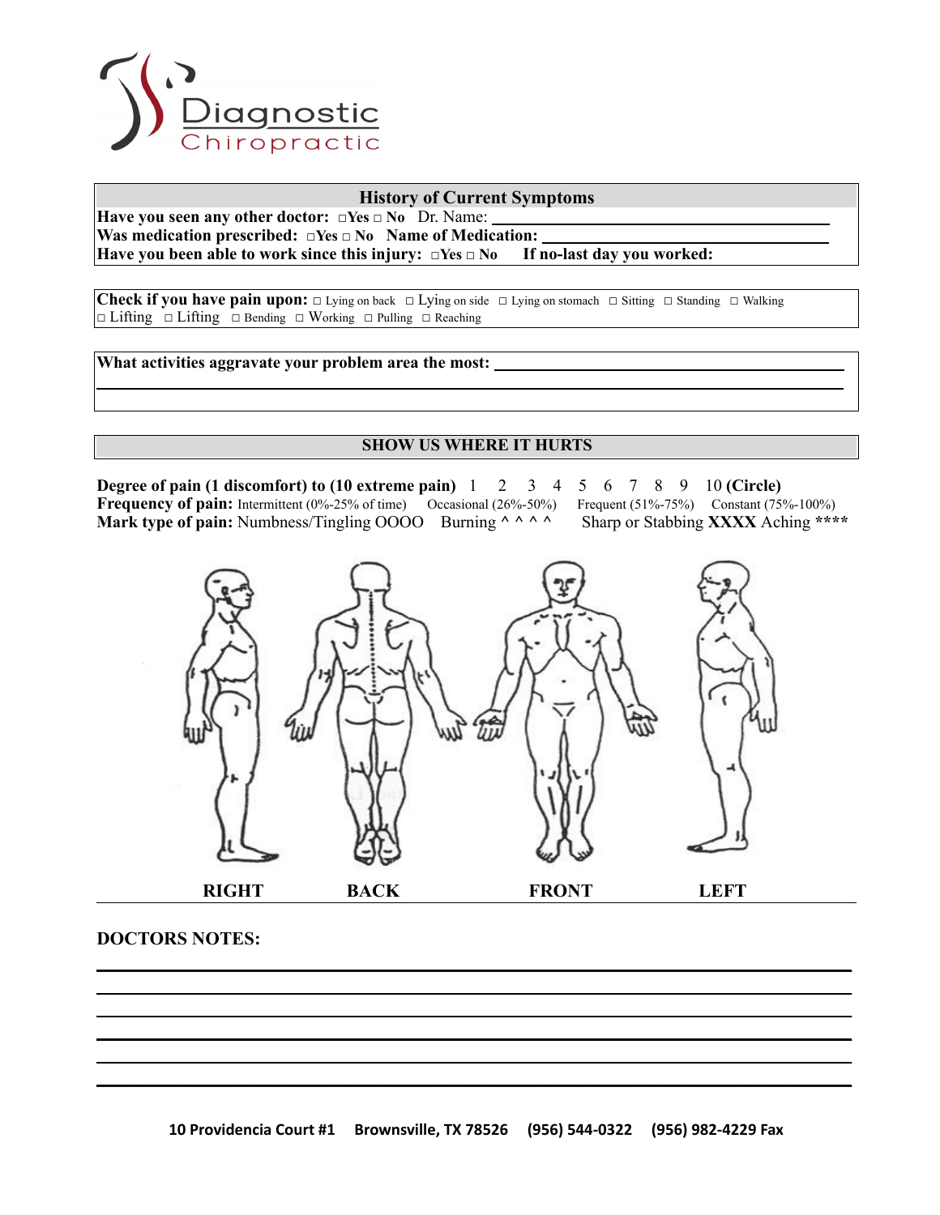Diagnostic Chiropractic

## History of Current Symptoms

**Have you seen any other doctor:** □Yes □ No Dr. Name: ____________________

**Was medication prescribed:** □Yes □ No **Name of Medication:** ____________________

**Have you been able to work since this injury:** □Yes □ No **If no-last day you worked:**

**Check if you have pain upon:** □ Lying on back □ Lying on side □ Lying on stomach □ Sitting □ Standing □ Walking □ Lifting □ Lifting □ Bending □ Working □ Pulling □ Reaching

**What activities aggravate your problem area the most:** ____________________

____________________

## SHOW US WHERE IT HURTS

**Degree of pain (1 discomfort) to (10 extreme pain)** 1 2 3 4 5 6 7 8 9 10 **(Circle)**

**Frequency of pain:** Intermittent (0%-25% of time) Occasional (26%-50%) Frequent (51%-75%) Constant (75%-100%)

**Mark type of pain:** Numbness/Tingling OOOO Burning ^ ^ ^ ^ Sharp or Stabbing **XXXX** Aching ****

**RIGHT** **BACK** **FRONT** **LEFT**

**DOCTORS NOTES:**

____________________

____________________

____________________

____________________

____________________

____________________

**10 Providencia Court #1 Brownsville, TX 78526 (956) 544-0322 (956) 982-4229 Fax**